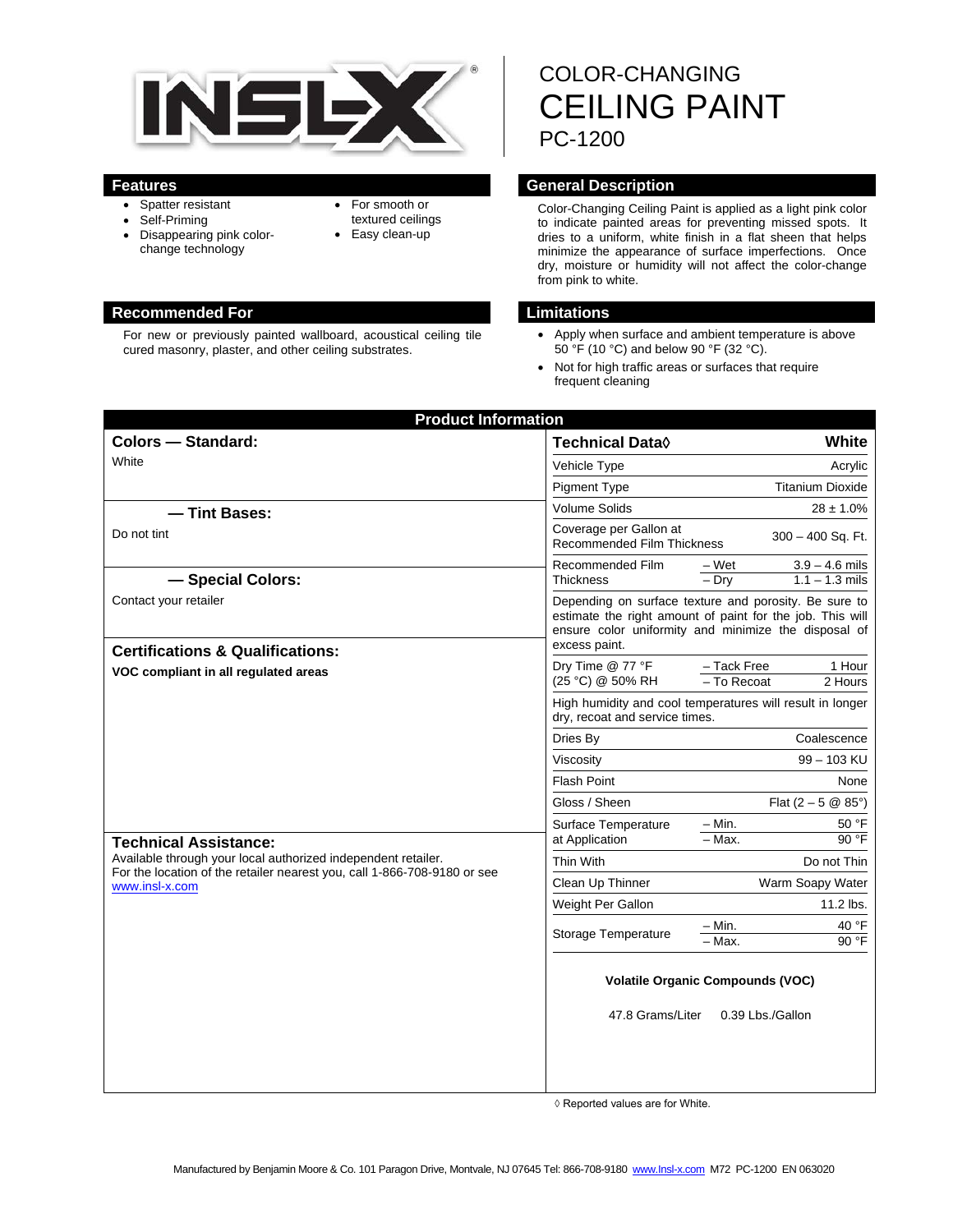# COLOR-CHANGING CEILING PAINT

## PC-1200

## Features

- Spatter resistant
- Self-Priming
- Disappearing pink color-change technology
- For smooth or textured ceilings
- Easy clean-up

## General Description

Color-Changing Ceiling Paint is applied as a light pink color to indicate painted areas for preventing missed spots. It dries to a uniform, white finish in a flat sheen that helps minimize the appearance of surface imperfections. Once dry, moisture or humidity will not affect the color-change from pink to white.

## Recommended For

For new or previously painted wallboard, acoustical ceiling tile cured masonry, plaster, and other ceiling substrates.

## Limitations

- Apply when surface and ambient temperature is above 50 °F (10 °C) and below 90 °F (32 °C).
- Not for high traffic areas or surfaces that require frequent cleaning

## Product Information

### Colors — Standard:

White

### — Tint Bases:

Do not tint

### — Special Colors:

Contact your retailer

### Certifications & Qualifications:

**VOC compliant in all regulated areas**

### Technical Assistance:

Available through your local authorized independent retailer.
For the location of the retailer nearest you, call 1-866-708-9180 or see www.insl-x.com

| Technical Data◊ | | White |
|---|---|---|
| Vehicle Type | | Acrylic |
| Pigment Type | | Titanium Dioxide |
| Volume Solids | | 28 ± 1.0% |
| Coverage per Gallon at Recommended Film Thickness | | 300 – 400 Sq. Ft. |
| Recommended Film Thickness | – Wet | 3.9 – 4.6 mils |
| | – Dry | 1.1 – 1.3 mils |
| Depending on surface texture and porosity. Be sure to estimate the right amount of paint for the job. This will ensure color uniformity and minimize the disposal of excess paint. | | |
| Dry Time @ 77 °F (25 °C) @ 50% RH | – Tack Free | 1 Hour |
| | – To Recoat | 2 Hours |
| High humidity and cool temperatures will result in longer dry, recoat and service times. | | |
| Dries By | | Coalescence |
| Viscosity | | 99 – 103 KU |
| Flash Point | | None |
| Gloss / Sheen | | Flat (2 – 5 @ 85°) |
| Surface Temperature at Application | – Min. | 50 °F |
| | – Max. | 90 °F |
| Thin With | | Do not Thin |
| Clean Up Thinner | | Warm Soapy Water |
| Weight Per Gallon | | 11.2 lbs. |
| Storage Temperature | – Min. | 40 °F |
| | – Max. | 90 °F |

**Volatile Organic Compounds (VOC)**

47.8 Grams/Liter 0.39 Lbs./Gallon

◊ Reported values are for White.

Manufactured by Benjamin Moore & Co. 101 Paragon Drive, Montvale, NJ 07645 Tel: 866-708-9180 www.insl-x.com M72 PC-1200 EN 063020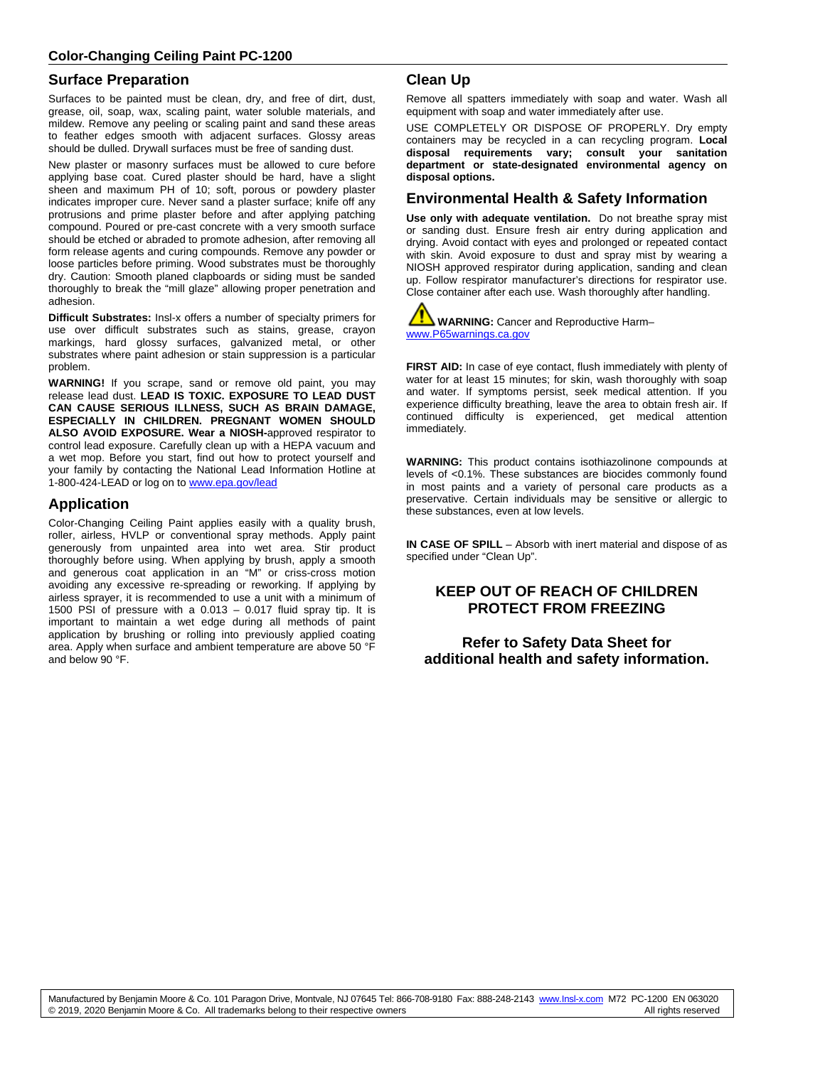## Surface Preparation

Surfaces to be painted must be clean, dry, and free of dirt, dust, grease, oil, soap, wax, scaling paint, water soluble materials, and mildew. Remove any peeling or scaling paint and sand these areas to feather edges smooth with adjacent surfaces. Glossy areas should be dulled. Drywall surfaces must be free of sanding dust.

New plaster or masonry surfaces must be allowed to cure before applying base coat. Cured plaster should be hard, have a slight sheen and maximum PH of 10; soft, porous or powdery plaster indicates improper cure. Never sand a plaster surface; knife off any protrusions and prime plaster before and after applying patching compound. Poured or pre-cast concrete with a very smooth surface should be etched or abraded to promote adhesion, after removing all form release agents and curing compounds. Remove any powder or loose particles before priming. Wood substrates must be thoroughly dry. Caution: Smooth planed clapboards or siding must be sanded thoroughly to break the "mill glaze" allowing proper penetration and adhesion.

**Difficult Substrates:** Insl-x offers a number of specialty primers for use over difficult substrates such as stains, grease, crayon markings, hard glossy surfaces, galvanized metal, or other substrates where paint adhesion or stain suppression is a particular problem.

**WARNING!** If you scrape, sand or remove old paint, you may release lead dust. **LEAD IS TOXIC. EXPOSURE TO LEAD DUST CAN CAUSE SERIOUS ILLNESS, SUCH AS BRAIN DAMAGE, ESPECIALLY IN CHILDREN. PREGNANT WOMEN SHOULD ALSO AVOID EXPOSURE. Wear a NIOSH-**approved respirator to control lead exposure. Carefully clean up with a HEPA vacuum and a wet mop. Before you start, find out how to protect yourself and your family by contacting the National Lead Information Hotline at 1-800-424-LEAD or log on to www.epa.gov/lead

## Application

Color-Changing Ceiling Paint applies easily with a quality brush, roller, airless, HVLP or conventional spray methods. Apply paint generously from unpainted area into wet area. Stir product thoroughly before using. When applying by brush, apply a smooth and generous coat application in an "M" or criss-cross motion avoiding any excessive re-spreading or reworking. If applying by airless sprayer, it is recommended to use a unit with a minimum of 1500 PSI of pressure with a 0.013 – 0.017 fluid spray tip. It is important to maintain a wet edge during all methods of paint application by brushing or rolling into previously applied coating area. Apply when surface and ambient temperature are above 50 °F and below 90 °F.

## Clean Up

Remove all spatters immediately with soap and water. Wash all equipment with soap and water immediately after use.

USE COMPLETELY OR DISPOSE OF PROPERLY. Dry empty containers may be recycled in a can recycling program. **Local disposal requirements vary; consult your sanitation department or state-designated environmental agency on disposal options.**

## Environmental Health & Safety Information

**Use only with adequate ventilation.** Do not breathe spray mist or sanding dust. Ensure fresh air entry during application and drying. Avoid contact with eyes and prolonged or repeated contact with skin. Avoid exposure to dust and spray mist by wearing a NIOSH approved respirator during application, sanding and clean up. Follow respirator manufacturer's directions for respirator use. Close container after each use. Wash thoroughly after handling.

⚠ **WARNING:** Cancer and Reproductive Harm– www.P65warnings.ca.gov

**FIRST AID:** In case of eye contact, flush immediately with plenty of water for at least 15 minutes; for skin, wash thoroughly with soap and water. If symptoms persist, seek medical attention. If you experience difficulty breathing, leave the area to obtain fresh air. If continued difficulty is experienced, get medical attention immediately.

**WARNING:** This product contains isothiazolinone compounds at levels of <0.1%. These substances are biocides commonly found in most paints and a variety of personal care products as a preservative. Certain individuals may be sensitive or allergic to these substances, even at low levels.

**IN CASE OF SPILL** – Absorb with inert material and dispose of as specified under "Clean Up".

**KEEP OUT OF REACH OF CHILDREN**
**PROTECT FROM FREEZING**

**Refer to Safety Data Sheet for additional health and safety information.**

Manufactured by Benjamin Moore & Co. 101 Paragon Drive, Montvale, NJ 07645 Tel: 866-708-9180 Fax: 888-248-2143 www.Insl-x.com M72 PC-1200 EN 063020
© 2019, 2020 Benjamin Moore & Co. All trademarks belong to their respective owners All rights reserved